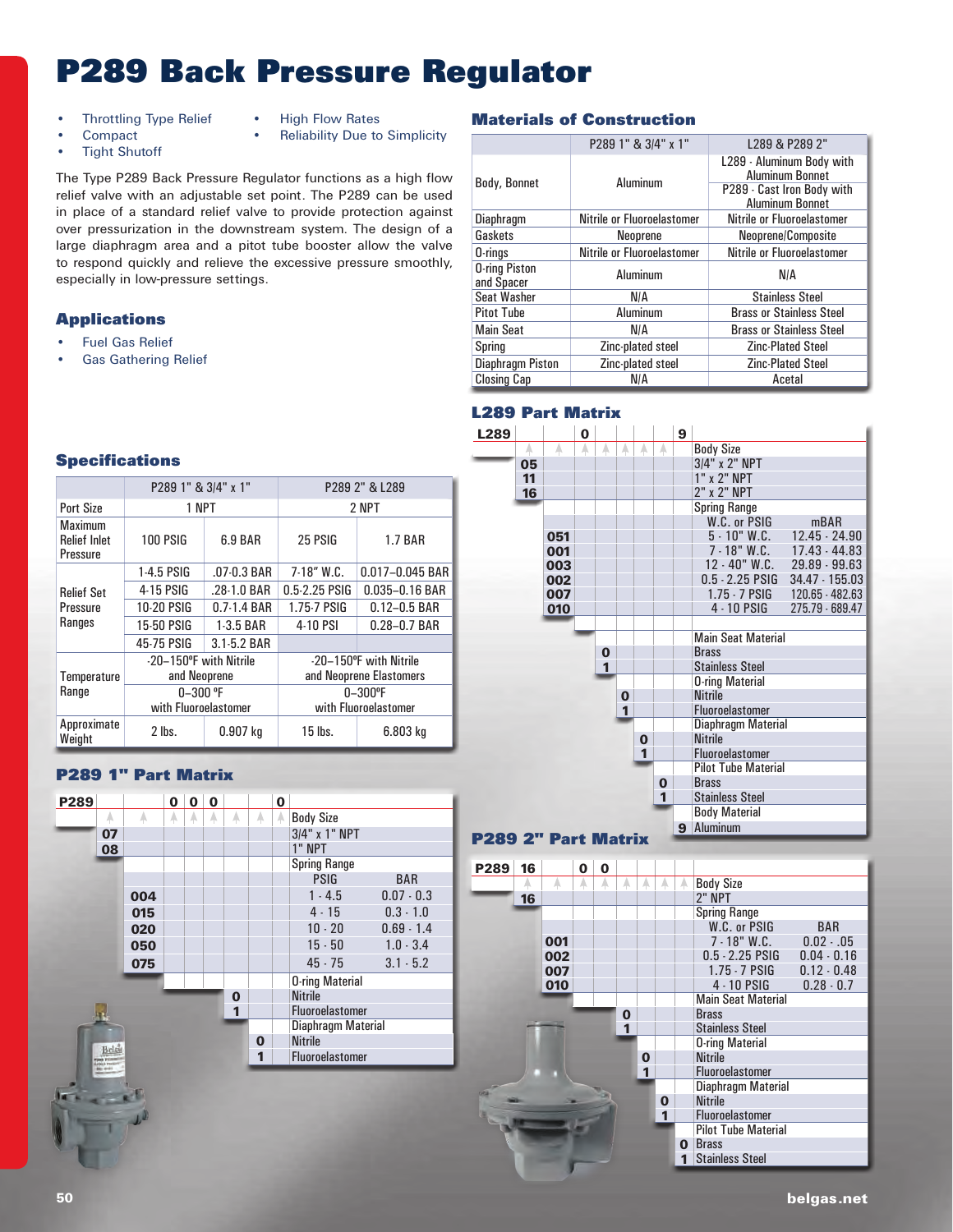# P289 Back Pressure Regulator

- Throttling Type Relief
- Compact
- Tight Shutoff
- High Flow Rates
- Reliability Due to Simplicity

The Type P289 Back Pressure Regulator functions as a high flow relief valve with an adjustable set point. The P289 can be used in place of a standard relief valve to provide protection against over pressurization in the downstream system. The design of a large diaphragm area and a pitot tube booster allow the valve to respond quickly and relieve the excessive pressure smoothly, especially in low-pressure settings.

## Applications

- Fuel Gas Relief
- Gas Gathering Relief

## Specifications

| | P289 1" & 3/4" x 1" | | P289 2" & L289 | |
|---|---|---|---|---|
| Port Size | 1 NPT | | 2 NPT | |
| Maximum Relief Inlet Pressure | 100 PSIG | 6.9 BAR | 25 PSIG | 1.7 BAR |
| Relief Set Pressure Ranges | 1-4.5 PSIG | .07-0.3 BAR | 7-18" W.C. | 0.017–0.045 BAR |
| | 4-15 PSIG | .28-1.0 BAR | 0.5-2.25 PSIG | 0.035–0.16 BAR |
| | 10-20 PSIG | 0.7-1.4 BAR | 1.75-7 PSIG | 0.12–0.5 BAR |
| | 15-50 PSIG | 1-3.5 BAR | 4-10 PSI | 0.28–0.7 BAR |
| | 45-75 PSIG | 3.1-5.2 BAR | | |
| Temperature Range | -20–150°F with Nitrile and Neoprene | | -20–150°F with Nitrile and Neoprene Elastomers | |
| | 0–300 °F with Fluoroelastomer | | 0–300°F with Fluoroelastomer | |
| Approximate Weight | 2 lbs. | 0.907 kg | 15 lbs. | 6.803 kg |

## P289 1" Part Matrix

P289 __ 000 __ 0

| Code | Description | |
|---|---|---|
| **Body Size** | | |
| 07 | 3/4" x 1" NPT | |
| 08 | 1" NPT | |
| **Spring Range** | PSIG | BAR |
| 004 | 1 - 4.5 | 0.07 - 0.3 |
| 015 | 4 - 15 | 0.3 - 1.0 |
| 020 | 10 - 20 | 0.69 - 1.4 |
| 050 | 15 - 50 | 1.0 - 3.4 |
| 075 | 45 - 75 | 3.1 - 5.2 |
| **O-ring Material** | | |
| 0 | Nitrile | |
| 1 | Fluoroelastomer | |
| **Diaphragm Material** | | |
| 0 | Nitrile | |
| 1 | Fluoroelastomer | |

## Materials of Construction

| | P289 1" & 3/4" x 1" | L289 & P289 2" |
|---|---|---|
| Body, Bonnet | Aluminum | L289 - Aluminum Body with Aluminum Bonnet<br>P289 - Cast Iron Body with Aluminum Bonnet |
| Diaphragm | Nitrile or Fluoroelastomer | Nitrile or Fluoroelastomer |
| Gaskets | Neoprene | Neoprene/Composite |
| O-rings | Nitrile or Fluoroelastomer | Nitrile or Fluoroelastomer |
| O-ring Piston and Spacer | Aluminum | N/A |
| Seat Washer | N/A | Stainless Steel |
| Pitot Tube | Aluminum | Brass or Stainless Steel |
| Main Seat | N/A | Brass or Stainless Steel |
| Spring | Zinc-plated steel | Zinc-Plated Steel |
| Diaphragm Piston | Zinc-plated steel | Zinc-Plated Steel |
| Closing Cap | N/A | Acetal |

## L289 Part Matrix

L289 __ 0 __ 9

| Code | Description | |
|---|---|---|
| **Body Size** | | |
| 05 | 3/4" x 2" NPT | |
| 11 | 1" x 2" NPT | |
| 16 | 2" x 2" NPT | |
| **Spring Range** | W.C. or PSIG | mBAR |
| 051 | 5 - 10" W.C. | 12.45 - 24.90 |
| 001 | 7 - 18" W.C. | 17.43 - 44.83 |
| 003 | 12 - 40" W.C. | 29.89 - 99.63 |
| 002 | 0.5 - 2.25 PSIG | 34.47 - 155.03 |
| 007 | 1.75 - 7 PSIG | 120.65 - 482.63 |
| 010 | 4 - 10 PSIG | 275.79 - 689.47 |
| **Main Seat Material** | | |
| 0 | Brass | |
| 1 | Stainless Steel | |
| **O-ring Material** | | |
| 0 | Nitrile | |
| 1 | Fluoroelastomer | |
| **Diaphragm Material** | | |
| 0 | Nitrile | |
| 1 | Fluoroelastomer | |
| **Pilot Tube Material** | | |
| 0 | Brass | |
| 1 | Stainless Steel | |
| **Body Material** | | |
| 9 | Aluminum | |

## P289 2" Part Matrix

P289 16 __ 00 __

| Code | Description | |
|---|---|---|
| **Body Size** | | |
| 16 | 2" NPT | |
| **Spring Range** | W.C. or PSIG | BAR |
| 001 | 7 - 18" W.C. | 0.02 - .05 |
| 002 | 0.5 - 2.25 PSIG | 0.04 - 0.16 |
| 007 | 1.75 - 7 PSIG | 0.12 - 0.48 |
| 010 | 4 - 10 PSIG | 0.28 - 0.7 |
| **Main Seat Material** | | |
| 0 | Brass | |
| 1 | Stainless Steel | |
| **O-ring Material** | | |
| 0 | Nitrile | |
| 1 | Fluoroelastomer | |
| **Diaphragm Material** | | |
| 0 | Nitrile | |
| 1 | Fluoroelastomer | |
| **Pilot Tube Material** | | |
| 0 | Brass | |
| 1 | Stainless Steel | |

belgas.net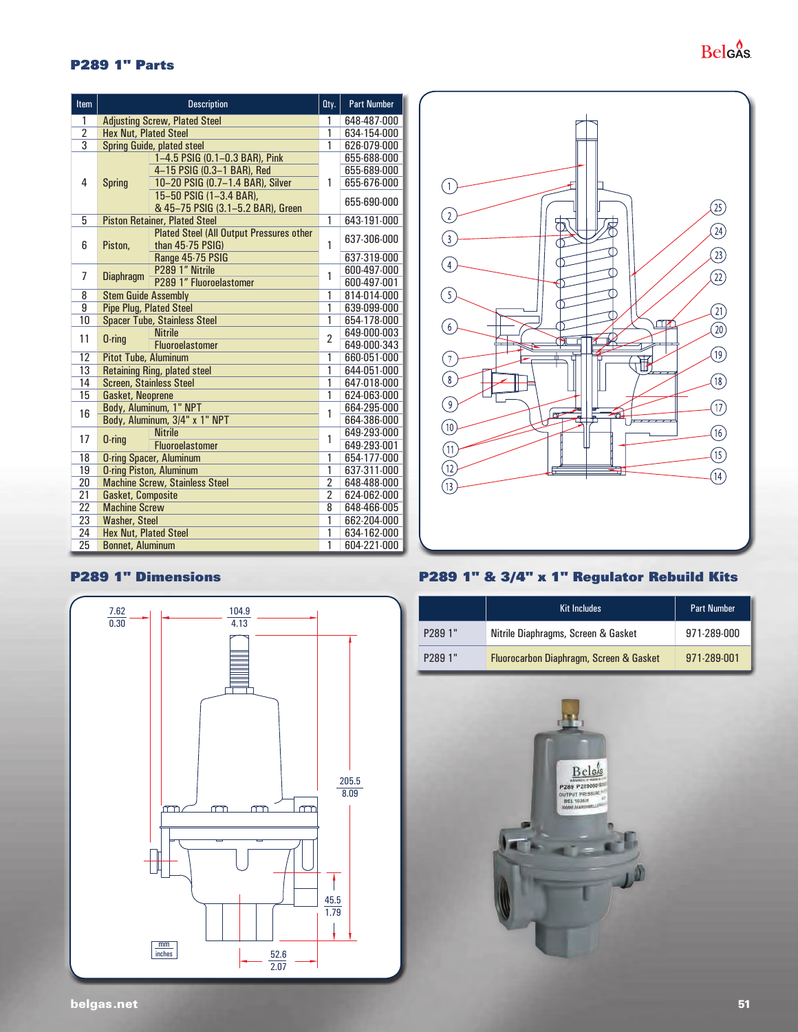## P289 1" Parts

| Item | Description | | Qty. | Part Number |
|---|---|---|---|---|
| 1 | Adjusting Screw, Plated Steel | | 1 | 648-487-000 |
| 2 | Hex Nut, Plated Steel | | 1 | 634-154-000 |
| 3 | Spring Guide, plated steel | | 1 | 626-079-000 |
| 4 | Spring | 1–4.5 PSIG (0.1–0.3 BAR), Pink | 1 | 655-688-000 |
| | | 4–15 PSIG (0.3–1 BAR), Red | | 655-689-000 |
| | | 10–20 PSIG (0.7–1.4 BAR), Silver | | 655-676-000 |
| | | 15–50 PSIG (1–3.4 BAR), & 45–75 PSIG (3.1–5.2 BAR), Green | | 655-690-000 |
| 5 | Piston Retainer, Plated Steel | | 1 | 643-191-000 |
| 6 | Piston, | Plated Steel (All Output Pressures other than 45-75 PSIG) | 1 | 637-306-000 |
| | | Range 45-75 PSIG | | 637-319-000 |
| 7 | Diaphragm | P289 1" Nitrile | 1 | 600-497-000 |
| | | P289 1" Fluoroelastomer | | 600-497-001 |
| 8 | Stem Guide Assembly | | 1 | 814-014-000 |
| 9 | Pipe Plug, Plated Steel | | 1 | 639-099-000 |
| 10 | Spacer Tube, Stainless Steel | | 1 | 654-178-000 |
| 11 | O-ring | Nitrile | 2 | 649-000-003 |
| | | Fluoroelastomer | | 649-000-343 |
| 12 | Pitot Tube, Aluminum | | 1 | 660-051-000 |
| 13 | Retaining Ring, plated steel | | 1 | 644-051-000 |
| 14 | Screen, Stainless Steel | | 1 | 647-018-000 |
| 15 | Gasket, Neoprene | | 1 | 624-063-000 |
| 16 | Body, Aluminum, 1" NPT | | 1 | 664-295-000 |
| | Body, Aluminum, 3/4" x 1" NPT | | | 664-386-000 |
| 17 | O-ring | Nitrile | 1 | 649-293-000 |
| | | Fluoroelastomer | | 649-293-001 |
| 18 | O-ring Spacer, Aluminum | | 1 | 654-177-000 |
| 19 | O-ring Piston, Aluminum | | 1 | 637-311-000 |
| 20 | Machine Screw, Stainless Steel | | 2 | 648-488-000 |
| 21 | Gasket, Composite | | 2 | 624-062-000 |
| 22 | Machine Screw | | 8 | 648-466-005 |
| 23 | Washer, Steel | | 1 | 662-204-000 |
| 24 | Hex Nut, Plated Steel | | 1 | 634-162-000 |
| 25 | Bonnet, Aluminum | | 1 | 604-221-000 |

## P289 1" Dimensions

7.62
0.30

104.9
4.13

205.5
8.09

45.5
1.79

52.6
2.07

mm
inches

## P289 1" & 3/4" x 1" Regulator Rebuild Kits

| | Kit Includes | Part Number |
|---|---|---|
| P289 1" | Nitrile Diaphragms, Screen & Gasket | 971-289-000 |
| P289 1" | Fluorocarbon Diaphragm, Screen & Gasket | 971-289-001 |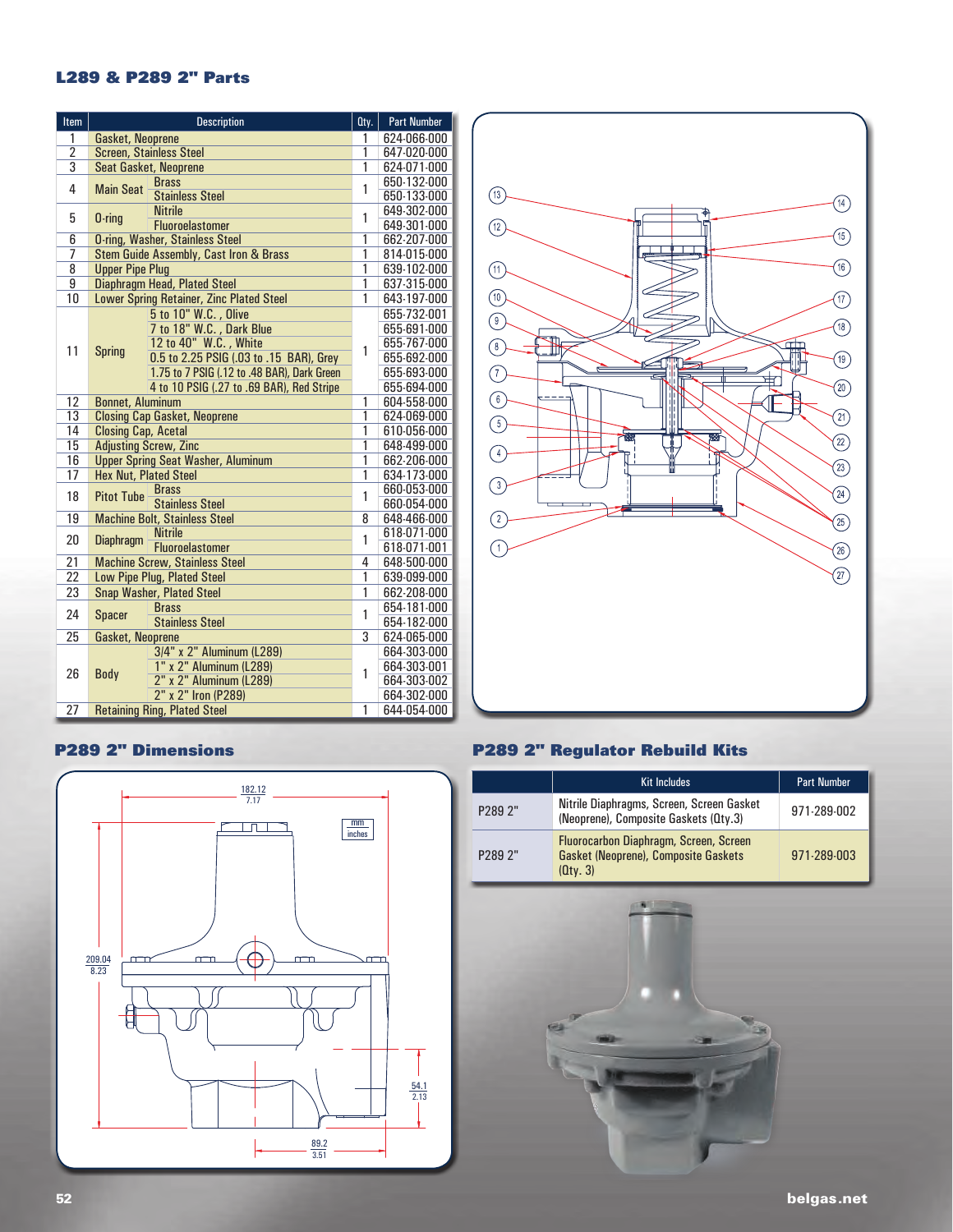## L289 & P289 2" Parts

| Item | Description | | Qty. | Part Number |
|---|---|---|---|---|
| 1 | Gasket, Neoprene | | 1 | 624-066-000 |
| 2 | Screen, Stainless Steel | | 1 | 647-020-000 |
| 3 | Seat Gasket, Neoprene | | 1 | 624-071-000 |
| 4 | Main Seat | Brass | 1 | 650-132-000 |
| | | Stainless Steel | | 650-133-000 |
| 5 | O-ring | Nitrile | 1 | 649-302-000 |
| | | Fluoroelastomer | | 649-301-000 |
| 6 | O-ring, Washer, Stainless Steel | | 1 | 662-207-000 |
| 7 | Stem Guide Assembly, Cast Iron & Brass | | 1 | 814-015-000 |
| 8 | Upper Pipe Plug | | 1 | 639-102-000 |
| 9 | Diaphragm Head, Plated Steel | | 1 | 637-315-000 |
| 10 | Lower Spring Retainer, Zinc Plated Steel | | 1 | 643-197-000 |
| 11 | Spring | 5 to 10" W.C. , Olive | 1 | 655-732-001 |
| | | 7 to 18" W.C. , Dark Blue | | 655-691-000 |
| | | 12 to 40" W.C. , White | | 655-767-000 |
| | | 0.5 to 2.25 PSIG (.03 to .15 BAR), Grey | | 655-692-000 |
| | | 1.75 to 7 PSIG (.12 to .48 BAR), Dark Green | | 655-693-000 |
| | | 4 to 10 PSIG (.27 to .69 BAR), Red Stripe | | 655-694-000 |
| 12 | Bonnet, Aluminum | | 1 | 604-558-000 |
| 13 | Closing Cap Gasket, Neoprene | | 1 | 624-069-000 |
| 14 | Closing Cap, Acetal | | 1 | 610-056-000 |
| 15 | Adjusting Screw, Zinc | | 1 | 648-499-000 |
| 16 | Upper Spring Seat Washer, Aluminum | | 1 | 662-206-000 |
| 17 | Hex Nut, Plated Steel | | 1 | 634-173-000 |
| 18 | Pitot Tube | Brass | 1 | 660-053-000 |
| | | Stainless Steel | | 660-054-000 |
| 19 | Machine Bolt, Stainless Steel | | 8 | 648-466-000 |
| 20 | Diaphragm | Nitrile | 1 | 618-071-000 |
| | | Fluoroelastomer | | 618-071-001 |
| 21 | Machine Screw, Stainless Steel | | 4 | 648-500-000 |
| 22 | Low Pipe Plug, Plated Steel | | 1 | 639-099-000 |
| 23 | Snap Washer, Plated Steel | | 1 | 662-208-000 |
| 24 | Spacer | Brass | 1 | 654-181-000 |
| | | Stainless Steel | | 654-182-000 |
| 25 | Gasket, Neoprene | | 3 | 624-065-000 |
| 26 | Body | 3/4" x 2" Aluminum (L289) | 1 | 664-303-000 |
| | | 1" x 2" Aluminum (L289) | | 664-303-001 |
| | | 2" x 2" Aluminum (L289) | | 664-303-002 |
| | | 2" x 2" Iron (P289) | | 664-302-000 |
| 27 | Retaining Ring, Plated Steel | | 1 | 644-054-000 |

## P289 2" Dimensions

182.12
7.17

mm
inches

209.04
8.23

54.1
2.13

89.2
3.51

## P289 2" Regulator Rebuild Kits

| | Kit Includes | Part Number |
|---|---|---|
| P289 2" | Nitrile Diaphragms, Screen, Screen Gasket (Neoprene), Composite Gaskets (Qty.3) | 971-289-002 |
| P289 2" | Fluorocarbon Diaphragm, Screen, Screen Gasket (Neoprene), Composite Gaskets (Qty. 3) | 971-289-003 |

belgas.net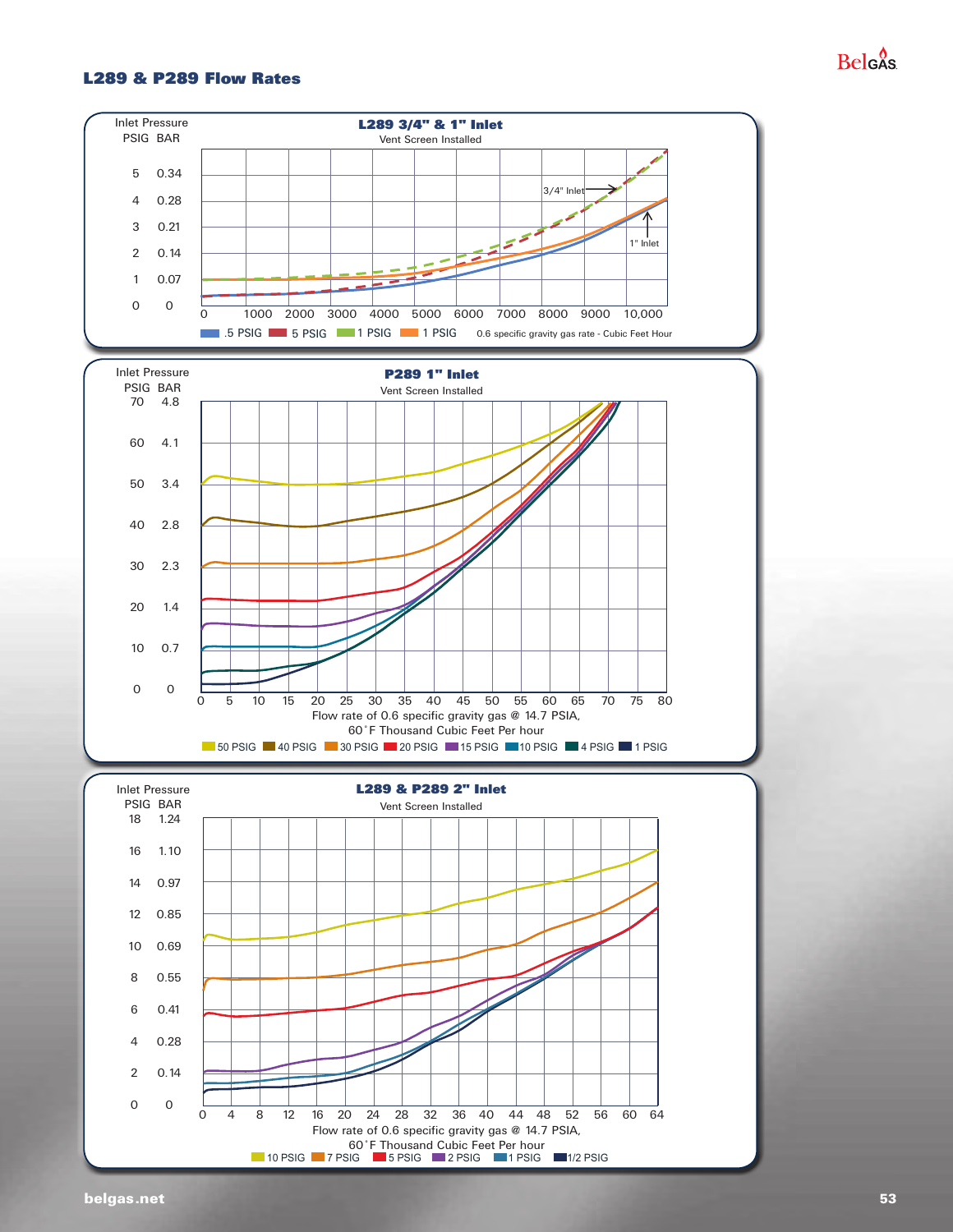## L289 & P289 Flow Rates

### L289 3/4" & 1" Inlet

Vent Screen Installed

Inlet Pressure
PSIG BAR
5 0.34
4 0.28
3 0.21
2 0.14
1 0.07
0 0

0 1000 2000 3000 4000 5000 6000 7000 8000 9000 10,000

3/4" Inlet
1" Inlet

.5 PSIG 5 PSIG 1 PSIG 1 PSIG 0.6 specific gravity gas rate - Cubic Feet Hour

### P289 1" Inlet

Vent Screen Installed

Inlet Pressure
PSIG BAR
70 4.8
60 4.1
50 3.4
40 2.8
30 2.3
20 1.4
10 0.7
0 0

0 5 10 15 20 25 30 35 40 45 50 55 60 65 70 75 80

Flow rate of 0.6 specific gravity gas @ 14.7 PSIA,
60˚F Thousand Cubic Feet Per hour

50 PSIG 40 PSIG 30 PSIG 20 PSIG 15 PSIG 10 PSIG 4 PSIG 1 PSIG

### L289 & P289 2" Inlet

Vent Screen Installed

Inlet Pressure
PSIG BAR
18 1.24
16 1.10
14 0.97
12 0.85
10 0.69
8 0.55
6 0.41
4 0.28
2 0.14
0 0

0 4 8 12 16 20 24 28 32 36 40 44 48 52 56 60 64

Flow rate of 0.6 specific gravity gas @ 14.7 PSIA,
60˚F Thousand Cubic Feet Per hour

10 PSIG 7 PSIG 5 PSIG 2 PSIG 1 PSIG 1/2 PSIG